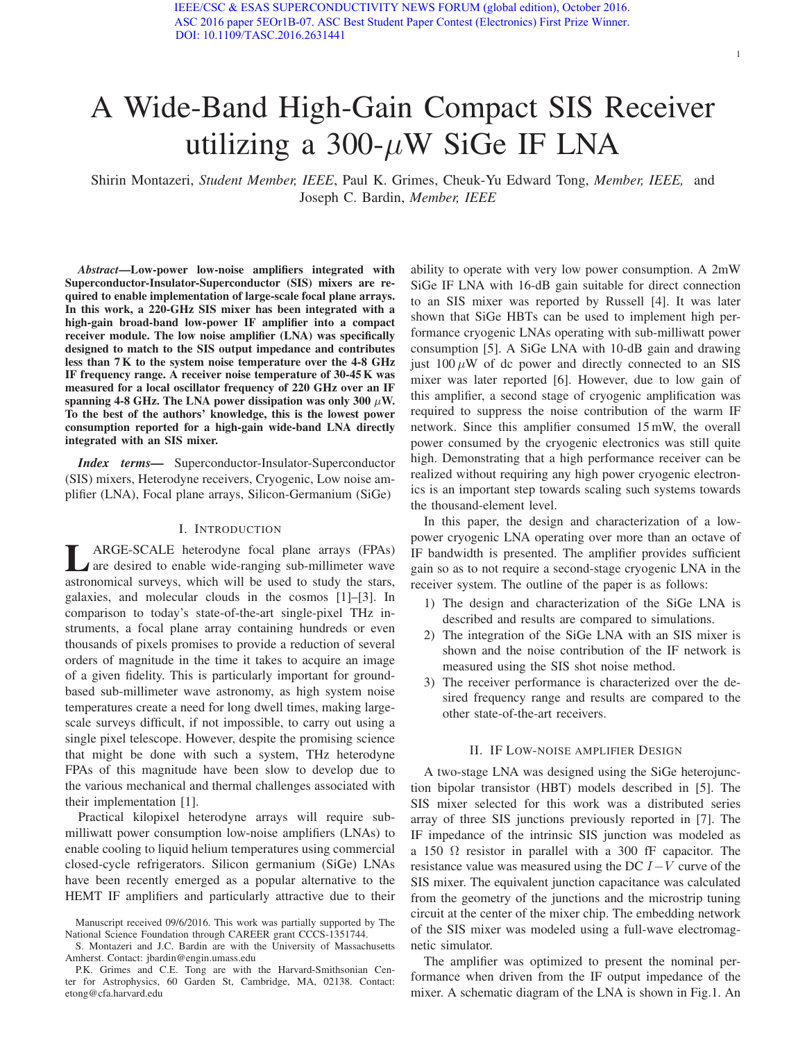IEEE/CSC & ESAS SUPERCONDUCTIVITY NEWS FORUM (global edition), October 2016.
ASC 2016 paper 5EOr1B-07. ASC Best Student Paper Contest (Electronics) First Prize Winner.
DOI: 10.1109/TASC.2016.2631441

# A Wide-Band High-Gain Compact SIS Receiver utilizing a 300-$\mu$W SiGe IF LNA

Shirin Montazeri, *Student Member, IEEE*, Paul K. Grimes, Cheuk-Yu Edward Tong, *Member, IEEE,* and Joseph C. Bardin, *Member, IEEE*

***Abstract*—Low-power low-noise amplifiers integrated with Superconductor-Insulator-Superconductor (SIS) mixers are required to enable implementation of large-scale focal plane arrays. In this work, a 220-GHz SIS mixer has been integrated with a high-gain broad-band low-power IF amplifier into a compact receiver module. The low noise amplifier (LNA) was specifically designed to match to the SIS output impedance and contributes less than 7 K to the system noise temperature over the 4-8 GHz IF frequency range. A receiver noise temperature of 30-45 K was measured for a local oscillator frequency of 220 GHz over an IF spanning 4-8 GHz. The LNA power dissipation was only 300 $\mu$W. To the best of the authors' knowledge, this is the lowest power consumption reported for a high-gain wide-band LNA directly integrated with an SIS mixer.**

***Index terms*—** Superconductor-Insulator-Superconductor (SIS) mixers, Heterodyne receivers, Cryogenic, Low noise amplifier (LNA), Focal plane arrays, Silicon-Germanium (SiGe)

## I. Introduction

LARGE-SCALE heterodyne focal plane arrays (FPAs) are desired to enable wide-ranging sub-millimeter wave astronomical surveys, which will be used to study the stars, galaxies, and molecular clouds in the cosmos [1]–[3]. In comparison to today's state-of-the-art single-pixel THz instruments, a focal plane array containing hundreds or even thousands of pixels promises to provide a reduction of several orders of magnitude in the time it takes to acquire an image of a given fidelity. This is particularly important for ground-based sub-millimeter wave astronomy, as high system noise temperatures create a need for long dwell times, making large-scale surveys difficult, if not impossible, to carry out using a single pixel telescope. However, despite the promising science that might be done with such a system, THz heterodyne FPAs of this magnitude have been slow to develop due to the various mechanical and thermal challenges associated with their implementation [1].

Practical kilopixel heterodyne arrays will require sub-milliwatt power consumption low-noise amplifiers (LNAs) to enable cooling to liquid helium temperatures using commercial closed-cycle refrigerators. Silicon germanium (SiGe) LNAs have been recently emerged as a popular alternative to the HEMT IF amplifiers and particularly attractive due to their ability to operate with very low power consumption. A 2mW SiGe IF LNA with 16-dB gain suitable for direct connection to an SIS mixer was reported by Russell [4]. It was later shown that SiGe HBTs can be used to implement high performance cryogenic LNAs operating with sub-milliwatt power consumption [5]. A SiGe LNA with 10-dB gain and drawing just 100 $\mu$W of dc power and directly connected to an SIS mixer was later reported [6]. However, due to low gain of this amplifier, a second stage of cryogenic amplification was required to suppress the noise contribution of the warm IF network. Since this amplifier consumed 15 mW, the overall power consumed by the cryogenic electronics was still quite high. Demonstrating that a high performance receiver can be realized without requiring any high power cryogenic electronics is an important step towards scaling such systems towards the thousand-element level.

In this paper, the design and characterization of a low-power cryogenic LNA operating over more than an octave of IF bandwidth is presented. The amplifier provides sufficient gain so as to not require a second-stage cryogenic LNA in the receiver system. The outline of the paper is as follows:

1) The design and characterization of the SiGe LNA is described and results are compared to simulations.
2) The integration of the SiGe LNA with an SIS mixer is shown and the noise contribution of the IF network is measured using the SIS shot noise method.
3) The receiver performance is characterized over the desired frequency range and results are compared to the other state-of-the-art receivers.

## II. IF Low-noise amplifier Design

A two-stage LNA was designed using the SiGe heterojunction bipolar transistor (HBT) models described in [5]. The SIS mixer selected for this work was a distributed series array of three SIS junctions previously reported in [7]. The IF impedance of the intrinsic SIS junction was modeled as a 150 $\Omega$ resistor in parallel with a 300 fF capacitor. The resistance value was measured using the DC $I-V$ curve of the SIS mixer. The equivalent junction capacitance was calculated from the geometry of the junctions and the microstrip tuning circuit at the center of the mixer chip. The embedding network of the SIS mixer was modeled using a full-wave electromagnetic simulator.

The amplifier was optimized to present the nominal performance when driven from the IF output impedance of the mixer. A schematic diagram of the LNA is shown in Fig.1. An

Manuscript received 09/6/2016. This work was partially supported by The National Science Foundation through CAREER grant CCCS-1351744.

S. Montazeri and J.C. Bardin are with the University of Massachusetts Amherst. Contact: jbardin@engin.umass.edu

P.K. Grimes and C.E. Tong are with the Harvard-Smithsonian Center for Astrophysics, 60 Garden St, Cambridge, MA, 02138. Contact: etong@cfa.harvard.edu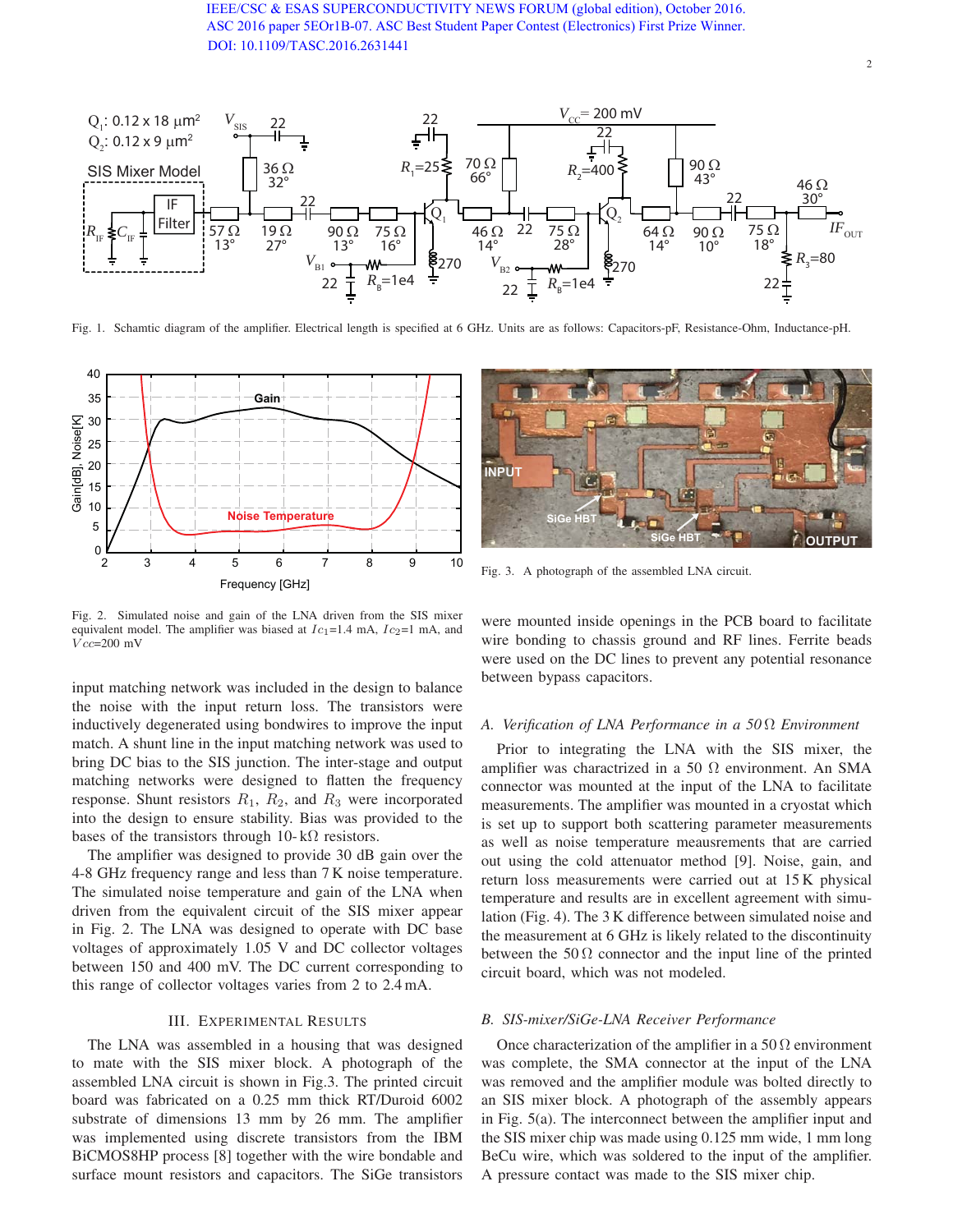Fig. 1. Schamtic diagram of the amplifier. Electrical length is specified at 6 GHz. Units are as follows: Capacitors-pF, Resistance-Ohm, Inductance-pH.

Fig. 2. Simulated noise and gain of the LNA driven from the SIS mixer equivalent model. The amplifier was biased at $Ic_1$=1.4 mA, $Ic_2$=1 mA, and $Vcc$=200 mV

input matching network was included in the design to balance the noise with the input return loss. The transistors were inductively degenerated using bondwires to improve the input match. A shunt line in the input matching network was used to bring DC bias to the SIS junction. The inter-stage and output matching networks were designed to flatten the frequency response. Shunt resistors $R_1$, $R_2$, and $R_3$ were incorporated into the design to ensure stability. Bias was provided to the bases of the transistors through 10-kΩ resistors.

The amplifier was designed to provide 30 dB gain over the 4-8 GHz frequency range and less than 7 K noise temperature. The simulated noise temperature and gain of the LNA when driven from the equivalent circuit of the SIS mixer appear in Fig. 2. The LNA was designed to operate with DC base voltages of approximately 1.05 V and DC collector voltages between 150 and 400 mV. The DC current corresponding to this range of collector voltages varies from 2 to 2.4 mA.

## III. Experimental Results

The LNA was assembled in a housing that was designed to mate with the SIS mixer block. A photograph of the assembled LNA circuit is shown in Fig.3. The printed circuit board was fabricated on a 0.25 mm thick RT/Duroid 6002 substrate of dimensions 13 mm by 26 mm. The amplifier was implemented using discrete transistors from the IBM BiCMOS8HP process [8] together with the wire bondable and surface mount resistors and capacitors. The SiGe transistors were mounted inside openings in the PCB board to facilitate wire bonding to chassis ground and RF lines. Ferrite beads were used on the DC lines to prevent any potential resonance between bypass capacitors.

Fig. 3. A photograph of the assembled LNA circuit.

### A. Verification of LNA Performance in a 50 Ω Environment

Prior to integrating the LNA with the SIS mixer, the amplifier was charactrized in a 50 Ω environment. An SMA connector was mounted at the input of the LNA to facilitate measurements. The amplifier was mounted in a cryostat which is set up to support both scattering parameter measurements as well as noise temperature meausrements that are carried out using the cold attenuator method [9]. Noise, gain, and return loss measurements were carried out at 15 K physical temperature and results are in excellent agreement with simulation (Fig. 4). The 3 K difference between simulated noise and the measurement at 6 GHz is likely related to the discontinuity between the 50 Ω connector and the input line of the printed circuit board, which was not modeled.

### B. SIS-mixer/SiGe-LNA Receiver Performance

Once characterization of the amplifier in a 50 Ω environment was complete, the SMA connector at the input of the LNA was removed and the amplifier module was bolted directly to an SIS mixer block. A photograph of the assembly appears in Fig. 5(a). The interconnect between the amplifier input and the SIS mixer chip was made using 0.125 mm wide, 1 mm long BeCu wire, which was soldered to the input of the amplifier. A pressure contact was made to the SIS mixer chip.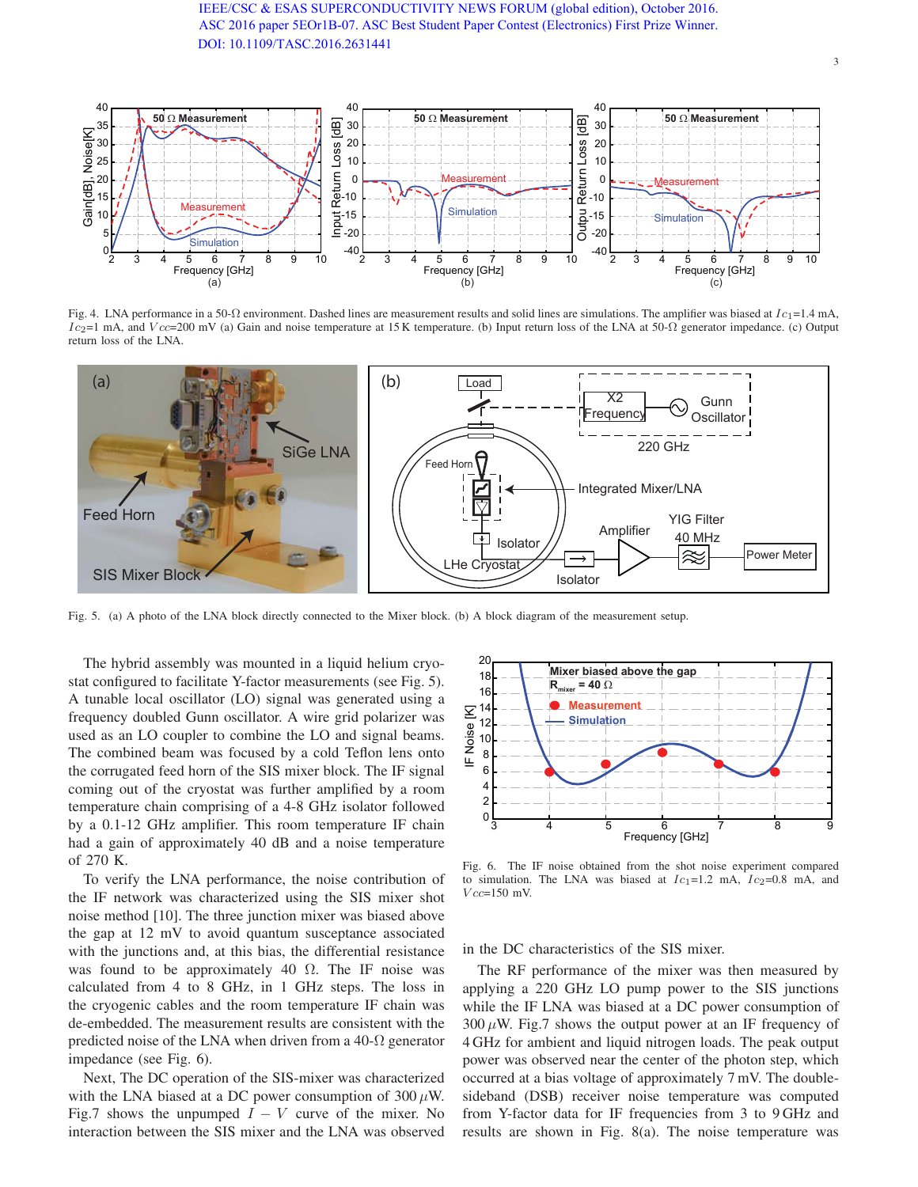Fig. 4. LNA performance in a 50-Ω environment. Dashed lines are measurement results and solid lines are simulations. The amplifier was biased at $Ic_1$=1.4 mA, $Ic_2$=1 mA, and $Vcc$=200 mV (a) Gain and noise temperature at 15 K temperature. (b) Input return loss of the LNA at 50-Ω generator impedance. (c) Output return loss of the LNA.

Fig. 5. (a) A photo of the LNA block directly connected to the Mixer block. (b) A block diagram of the measurement setup.

The hybrid assembly was mounted in a liquid helium cryostat configured to facilitate Y-factor measurements (see Fig. 5). A tunable local oscillator (LO) signal was generated using a frequency doubled Gunn oscillator. A wire grid polarizer was used as an LO coupler to combine the LO and signal beams. The combined beam was focused by a cold Teflon lens onto the corrugated feed horn of the SIS mixer block. The IF signal coming out of the cryostat was further amplified by a room temperature chain comprising of a 4-8 GHz isolator followed by a 0.1-12 GHz amplifier. This room temperature IF chain had a gain of approximately 40 dB and a noise temperature of 270 K.

To verify the LNA performance, the noise contribution of the IF network was characterized using the SIS mixer shot noise method [10]. The three junction mixer was biased above the gap at 12 mV to avoid quantum susceptance associated with the junctions and, at this bias, the differential resistance was found to be approximately 40 Ω. The IF noise was calculated from 4 to 8 GHz, in 1 GHz steps. The loss in the cryogenic cables and the room temperature IF chain was de-embedded. The measurement results are consistent with the predicted noise of the LNA when driven from a 40-Ω generator impedance (see Fig. 6).

Next, The DC operation of the SIS-mixer was characterized with the LNA biased at a DC power consumption of 300 $\mu$W. Fig.7 shows the unpumped $I - V$ curve of the mixer. No interaction between the SIS mixer and the LNA was observed in the DC characteristics of the SIS mixer.

Fig. 6. The IF noise obtained from the shot noise experiment compared to simulation. The LNA was biased at $Ic_1$=1.2 mA, $Ic_2$=0.8 mA, and $Vcc$=150 mV.

The RF performance of the mixer was then measured by applying a 220 GHz LO pump power to the SIS junctions while the IF LNA was biased at a DC power consumption of 300 $\mu$W. Fig.7 shows the output power at an IF frequency of 4 GHz for ambient and liquid nitrogen loads. The peak output power was observed near the center of the photon step, which occurred at a bias voltage of approximately 7 mV. The double-sideband (DSB) receiver noise temperature was computed from Y-factor data for IF frequencies from 3 to 9 GHz and results are shown in Fig. 8(a). The noise temperature was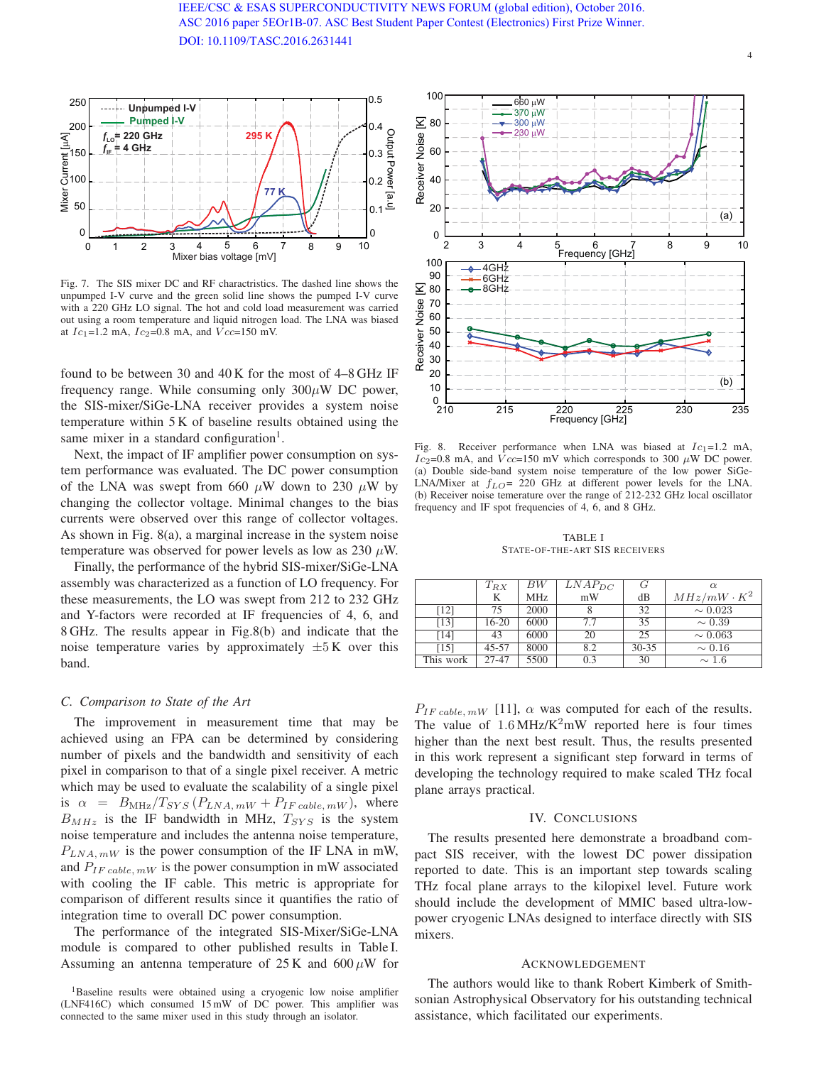Fig. 7. The SIS mixer DC and RF charactristics. The dashed line shows the unpumped I-V curve and the green solid line shows the pumped I-V curve with a 220 GHz LO signal. The hot and cold load measurement was carried out using a room temperature and liquid nitrogen load. The LNA was biased at $Ic_1$=1.2 mA, $Ic_2$=0.8 mA, and $Vcc$=150 mV.

found to be between 30 and 40 K for the most of 4–8 GHz IF frequency range. While consuming only 300$\mu$W DC power, the SIS-mixer/SiGe-LNA receiver provides a system noise temperature within 5 K of baseline results obtained using the same mixer in a standard configuration[1].

Next, the impact of IF amplifier power consumption on system performance was evaluated. The DC power consumption of the LNA was swept from 660 $\mu$W down to 230 $\mu$W by changing the collector voltage. Minimal changes to the bias currents were observed over this range of collector voltages. As shown in Fig. 8(a), a marginal increase in the system noise temperature was observed for power levels as low as 230 $\mu$W.

Finally, the performance of the hybrid SIS-mixer/SiGe-LNA assembly was characterized as a function of LO frequency. For these measurements, the LO was swept from 212 to 232 GHz and Y-factors were recorded at IF frequencies of 4, 6, and 8 GHz. The results appear in Fig.8(b) and indicate that the noise temperature varies by approximately $\pm$5 K over this band.

### C. Comparison to State of the Art

The improvement in measurement time that may be achieved using an FPA can be determined by considering number of pixels and the bandwidth and sensitivity of each pixel in comparison to that of a single pixel receiver. A metric which may be used to evaluate the scalability of a single pixel is $\alpha = B_{\mathrm{MHz}}/T_{SYS}\,(P_{LNA,\,mW} + P_{IF\,cable,\,mW})$, where $B_{MHz}$ is the IF bandwidth in MHz, $T_{SYS}$ is the system noise temperature and includes the antenna noise temperature, $P_{LNA,\,mW}$ is the power consumption of the IF LNA in mW, and $P_{IF\,cable,\,mW}$ is the power consumption in mW associated with cooling the IF cable. This metric is appropriate for comparison of different results since it quantifies the ratio of integration time to overall DC power consumption.

The performance of the integrated SIS-Mixer/SiGe-LNA module is compared to other published results in Table I. Assuming an antenna temperature of 25 K and 600 $\mu$W for $P_{IF\,cable,\,mW}$ [11], $\alpha$ was computed for each of the results. The value of 1.6 MHz/K$^2$mW reported here is four times higher than the next best result. Thus, the results presented in this work represent a significant step forward in terms of developing the technology required to make scaled THz focal plane arrays practical.

[1]Baseline results were obtained using a cryogenic low noise amplifier (LNF416C) which consumed 15 mW of DC power. This amplifier was connected to the same mixer used in this study through an isolator.

Fig. 8. Receiver performance when LNA was biased at $Ic_1$=1.2 mA, $Ic_2$=0.8 mA, and $Vcc$=150 mV which corresponds to 300 $\mu$W DC power. (a) Double side-band system noise temperature of the low power SiGe-LNA/Mixer at $f_{LO}$= 220 GHz at different power levels for the LNA. (b) Receiver noise temerature over the range of 212-232 GHz local oscillator frequency and IF spot frequencies of 4, 6, and 8 GHz.

TABLE I
STATE-OF-THE-ART SIS RECEIVERS

| | $T_{RX}$ K | $BW$ MHz | $LNAP_{DC}$ mW | $G$ dB | $\alpha$ $MHz/mW\cdot K^2$ |
|---|---|---|---|---|---|
| [12] | 75 | 2000 | 8 | 32 | ~ 0.023 |
| [13] | 16-20 | 6000 | 7.7 | 35 | ~ 0.39 |
| [14] | 43 | 6000 | 20 | 25 | ~ 0.063 |
| [15] | 45-57 | 8000 | 8.2 | 30-35 | ~ 0.16 |
| This work | 27-47 | 5500 | 0.3 | 30 | ~ 1.6 |

## IV. Conclusions

The results presented here demonstrate a broadband compact SIS receiver, with the lowest DC power dissipation reported to date. This is an important step towards scaling THz focal plane arrays to the kilopixel level. Future work should include the development of MMIC based ultra-low-power cryogenic LNAs designed to interface directly with SIS mixers.

## Acknowledgement

The authors would like to thank Robert Kimberk of Smithsonian Astrophysical Observatory for his outstanding technical assistance, which facilitated our experiments.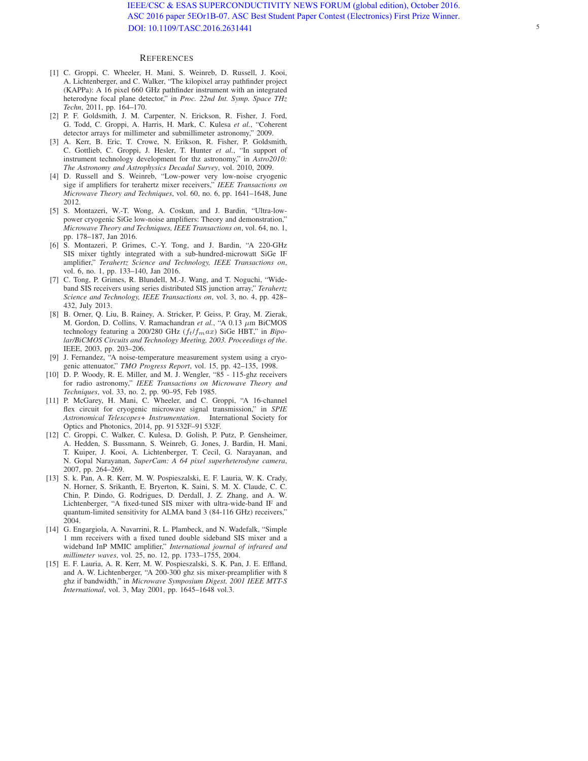## References

[1] C. Groppi, C. Wheeler, H. Mani, S. Weinreb, D. Russell, J. Kooi, A. Lichtenberger, and C. Walker, "The kilopixel array pathfinder project (KAPPa): A 16 pixel 660 GHz pathfinder instrument with an integrated heterodyne focal plane detector," in *Proc. 22nd Int. Symp. Space THz Techn*, 2011, pp. 164–170.

[2] P. F. Goldsmith, J. M. Carpenter, N. Erickson, R. Fisher, J. Ford, G. Todd, C. Groppi, A. Harris, H. Mark, C. Kulesa *et al.*, "Coherent detector arrays for millimeter and submillimeter astronomy," 2009.

[3] A. Kerr, B. Eric, T. Crowe, N. Erikson, R. Fisher, P. Goldsmith, C. Gottlieb, C. Groppi, J. Hesler, T. Hunter *et al.*, "In support of instrument technology development for thz astronomy," in *Astro2010: The Astronomy and Astrophysics Decadal Survey*, vol. 2010, 2009.

[4] D. Russell and S. Weinreb, "Low-power very low-noise cryogenic sige if amplifiers for terahertz mixer receivers," *IEEE Transactions on Microwave Theory and Techniques*, vol. 60, no. 6, pp. 1641–1648, June 2012.

[5] S. Montazeri, W.-T. Wong, A. Coskun, and J. Bardin, "Ultra-low-power cryogenic SiGe low-noise amplifiers: Theory and demonstration," *Microwave Theory and Techniques, IEEE Transactions on*, vol. 64, no. 1, pp. 178–187, Jan 2016.

[6] S. Montazeri, P. Grimes, C.-Y. Tong, and J. Bardin, "A 220-GHz SIS mixer tightly integrated with a sub-hundred-microwatt SiGe IF amplifier," *Terahertz Science and Technology, IEEE Transactions on*, vol. 6, no. 1, pp. 133–140, Jan 2016.

[7] C. Tong, P. Grimes, R. Blundell, M.-J. Wang, and T. Noguchi, "Wideband SIS receivers using series distributed SIS junction array," *Terahertz Science and Technology, IEEE Transactions on*, vol. 3, no. 4, pp. 428–432, July 2013.

[8] B. Orner, Q. Liu, B. Rainey, A. Stricker, P. Geiss, P. Gray, M. Zierak, M. Gordon, D. Collins, V. Ramachandran *et al.*, "A 0.13 $\mu$m BiCMOS technology featuring a 200/280 GHz ($f_t/f_max$) SiGe HBT," in *Bipolar/BiCMOS Circuits and Technology Meeting, 2003. Proceedings of the*. IEEE, 2003, pp. 203–206.

[9] J. Fernandez, "A noise-temperature measurement system using a cryogenic attenuator," *TMO Progress Report*, vol. 15, pp. 42–135, 1998.

[10] D. P. Woody, R. E. Miller, and M. J. Wengler, "85 - 115-ghz receivers for radio astronomy," *IEEE Transactions on Microwave Theory and Techniques*, vol. 33, no. 2, pp. 90–95, Feb 1985.

[11] P. McGarey, H. Mani, C. Wheeler, and C. Groppi, "A 16-channel flex circuit for cryogenic microwave signal transmission," in *SPIE Astronomical Telescopes+ Instrumentation*. International Society for Optics and Photonics, 2014, pp. 91 532F–91 532F.

[12] C. Groppi, C. Walker, C. Kulesa, D. Golish, P. Putz, P. Gensheimer, A. Hedden, S. Bussmann, S. Weinreb, G. Jones, J. Bardin, H. Mani, T. Kuiper, J. Kooi, A. Lichtenberger, T. Cecil, G. Narayanan, and N. Gopal Narayanan, *SuperCam: A 64 pixel superheterodyne camera*, 2007, pp. 264–269.

[13] S. k. Pan, A. R. Kerr, M. W. Pospieszalski, E. F. Lauria, W. K. Crady, N. Horner, S. Srikanth, E. Bryerton, K. Saini, S. M. X. Claude, C. C. Chin, P. Dindo, G. Rodrigues, D. Derdall, J. Z. Zhang, and A. W. Lichtenberger, "A fixed-tuned SIS mixer with ultra-wide-band IF and quantum-limited sensitivity for ALMA band 3 (84-116 GHz) receivers," 2004.

[14] G. Engargiola, A. Navarrini, R. L. Plambeck, and N. Wadefalk, "Simple 1 mm receivers with a fixed tuned double sideband SIS mixer and a wideband InP MMIC amplifier," *International journal of infrared and millimeter waves*, vol. 25, no. 12, pp. 1733–1755, 2004.

[15] E. F. Lauria, A. R. Kerr, M. W. Pospieszalski, S. K. Pan, J. E. Effland, and A. W. Lichtenberger, "A 200-300 ghz sis mixer-preamplifier with 8 ghz if bandwidth," in *Microwave Symposium Digest, 2001 IEEE MTT-S International*, vol. 3, May 2001, pp. 1645–1648 vol.3.